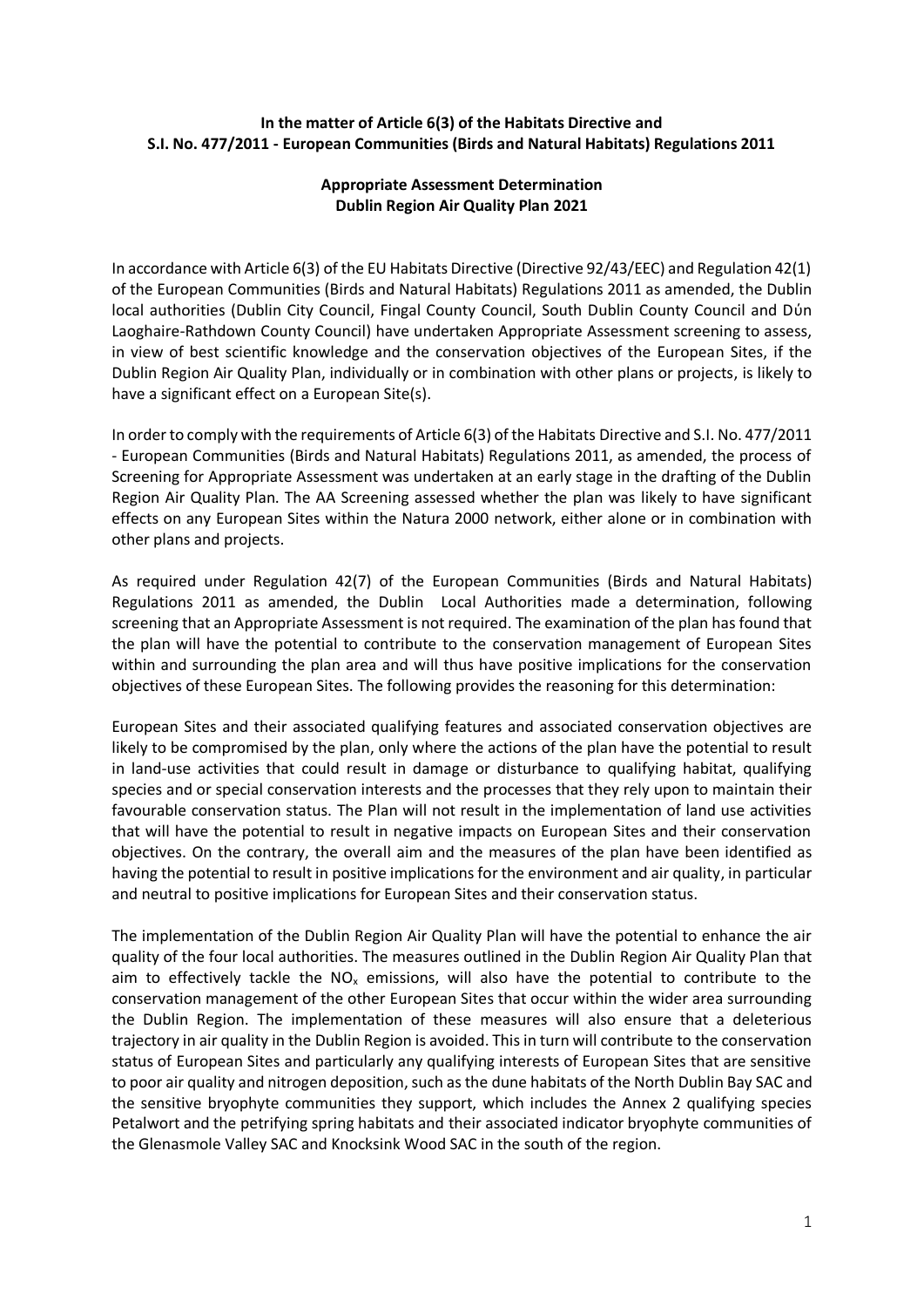**In the matter of Article 6(3) of the Habitats Directive and S.I. No. 477/2011 - European Communities (Birds and Natural Habitats) Regulations 2011**

**Appropriate Assessment Determination**
**Dublin Region Air Quality Plan 2021**

In accordance with Article 6(3) of the EU Habitats Directive (Directive 92/43/EEC) and Regulation 42(1) of the European Communities (Birds and Natural Habitats) Regulations 2011 as amended, the Dublin local authorities (Dublin City Council, Fingal County Council, South Dublin County Council and Dún Laoghaire-Rathdown County Council) have undertaken Appropriate Assessment screening to assess, in view of best scientific knowledge and the conservation objectives of the European Sites, if the Dublin Region Air Quality Plan, individually or in combination with other plans or projects, is likely to have a significant effect on a European Site(s).

In order to comply with the requirements of Article 6(3) of the Habitats Directive and S.I. No. 477/2011 - European Communities (Birds and Natural Habitats) Regulations 2011, as amended, the process of Screening for Appropriate Assessment was undertaken at an early stage in the drafting of the Dublin Region Air Quality Plan. The AA Screening assessed whether the plan was likely to have significant effects on any European Sites within the Natura 2000 network, either alone or in combination with other plans and projects.

As required under Regulation 42(7) of the European Communities (Birds and Natural Habitats) Regulations 2011 as amended, the Dublin Local Authorities made a determination, following screening that an Appropriate Assessment is not required. The examination of the plan has found that the plan will have the potential to contribute to the conservation management of European Sites within and surrounding the plan area and will thus have positive implications for the conservation objectives of these European Sites. The following provides the reasoning for this determination:

European Sites and their associated qualifying features and associated conservation objectives are likely to be compromised by the plan, only where the actions of the plan have the potential to result in land-use activities that could result in damage or disturbance to qualifying habitat, qualifying species and or special conservation interests and the processes that they rely upon to maintain their favourable conservation status. The Plan will not result in the implementation of land use activities that will have the potential to result in negative impacts on European Sites and their conservation objectives. On the contrary, the overall aim and the measures of the plan have been identified as having the potential to result in positive implications for the environment and air quality, in particular and neutral to positive implications for European Sites and their conservation status.

The implementation of the Dublin Region Air Quality Plan will have the potential to enhance the air quality of the four local authorities. The measures outlined in the Dublin Region Air Quality Plan that aim to effectively tackle the $NO_x$ emissions, will also have the potential to contribute to the conservation management of the other European Sites that occur within the wider area surrounding the Dublin Region. The implementation of these measures will also ensure that a deleterious trajectory in air quality in the Dublin Region is avoided. This in turn will contribute to the conservation status of European Sites and particularly any qualifying interests of European Sites that are sensitive to poor air quality and nitrogen deposition, such as the dune habitats of the North Dublin Bay SAC and the sensitive bryophyte communities they support, which includes the Annex 2 qualifying species Petalwort and the petrifying spring habitats and their associated indicator bryophyte communities of the Glenasmole Valley SAC and Knocksink Wood SAC in the south of the region.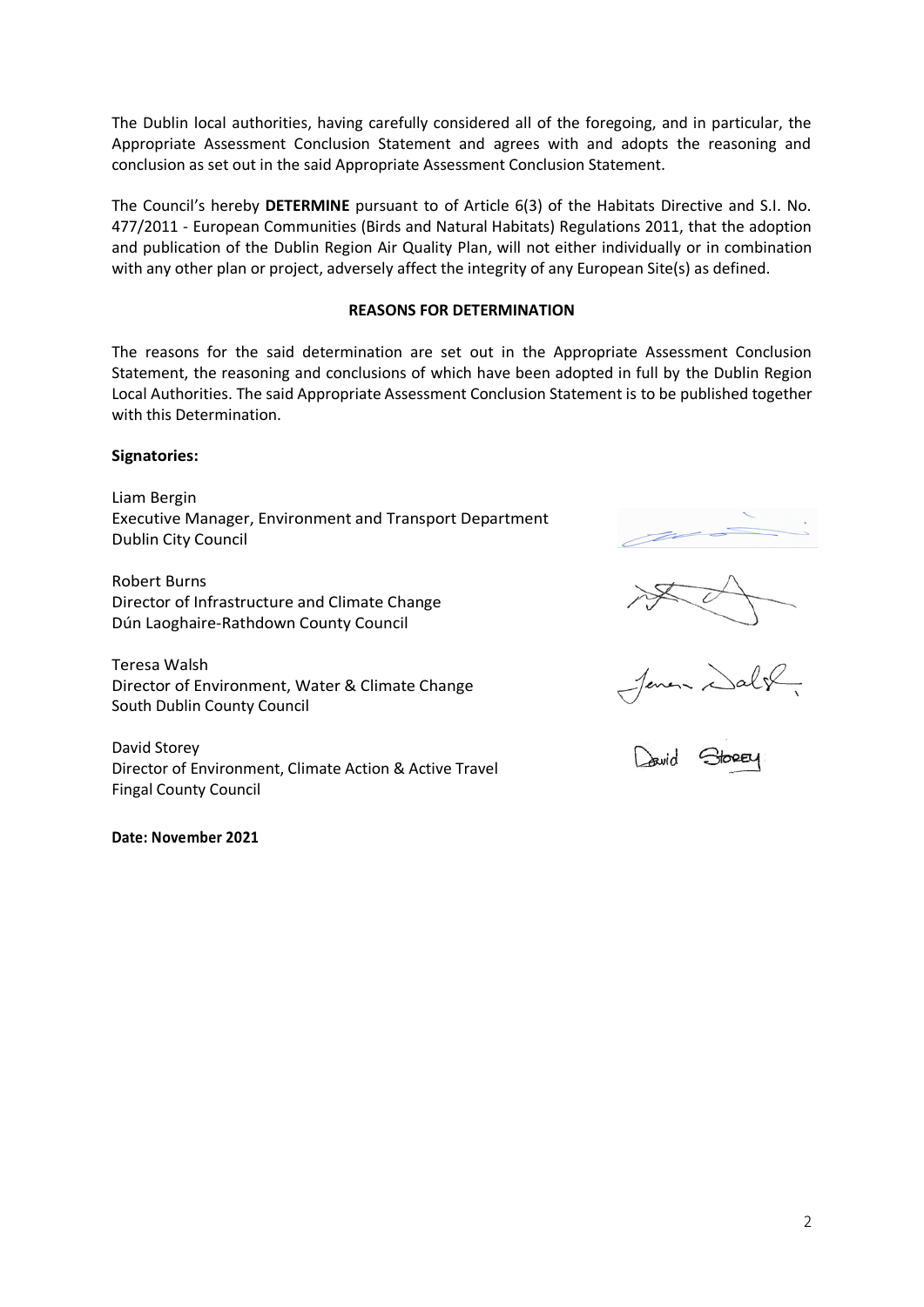The Dublin local authorities, having carefully considered all of the foregoing, and in particular, the Appropriate Assessment Conclusion Statement and agrees with and adopts the reasoning and conclusion as set out in the said Appropriate Assessment Conclusion Statement.

The Council's hereby **DETERMINE** pursuant to of Article 6(3) of the Habitats Directive and S.I. No. 477/2011 - European Communities (Birds and Natural Habitats) Regulations 2011, that the adoption and publication of the Dublin Region Air Quality Plan, will not either individually or in combination with any other plan or project, adversely affect the integrity of any European Site(s) as defined.

**REASONS FOR DETERMINATION**

The reasons for the said determination are set out in the Appropriate Assessment Conclusion Statement, the reasoning and conclusions of which have been adopted in full by the Dublin Region Local Authorities. The said Appropriate Assessment Conclusion Statement is to be published together with this Determination.

**Signatories:**

Liam Bergin
Executive Manager, Environment and Transport Department
Dublin City Council

Robert Burns
Director of Infrastructure and Climate Change
Dún Laoghaire-Rathdown County Council

Teresa Walsh
Director of Environment, Water & Climate Change
South Dublin County Council

David Storey
Director of Environment, Climate Action & Active Travel
Fingal County Council

**Date: November 2021**